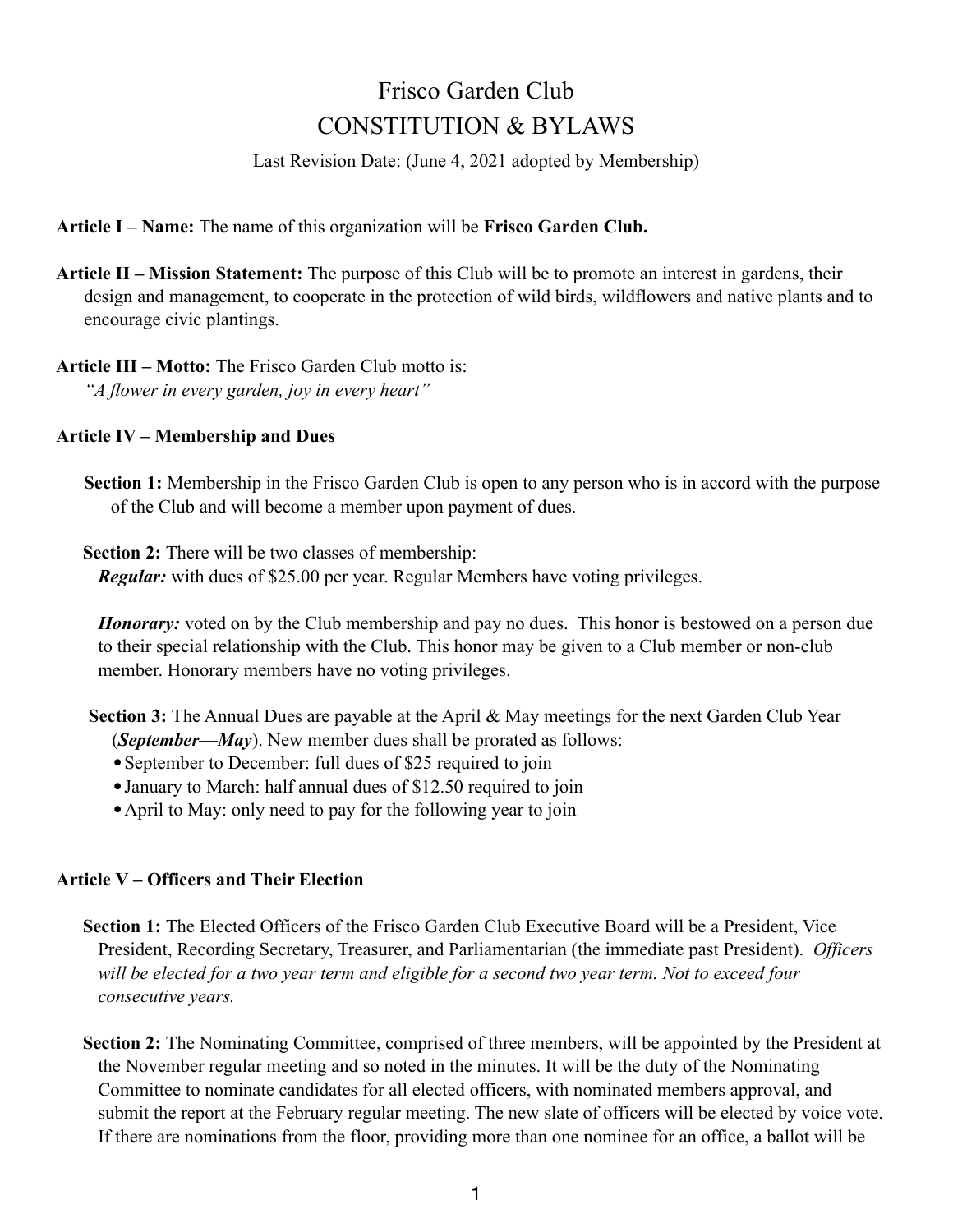# Frisco Garden Club

## CONSTITUTION & BYLAWS

Last Revision Date: (June 4, 2021 adopted by Membership)

**Article I – Name:** The name of this organization will be **Frisco Garden Club.**

**Article II – Mission Statement:** The purpose of this Club will be to promote an interest in gardens, their design and management, to cooperate in the protection of wild birds, wildflowers and native plants and to encourage civic plantings.

**Article III – Motto:** The Frisco Garden Club motto is:
*"A flower in every garden, joy in every heart"*

**Article IV – Membership and Dues**

**Section 1:** Membership in the Frisco Garden Club is open to any person who is in accord with the purpose of the Club and will become a member upon payment of dues.

**Section 2:** There will be two classes of membership:
***Regular:*** with dues of $25.00 per year. Regular Members have voting privileges.

***Honorary:*** voted on by the Club membership and pay no dues. This honor is bestowed on a person due to their special relationship with the Club. This honor may be given to a Club member or non-club member. Honorary members have no voting privileges.

**Section 3:** The Annual Dues are payable at the April & May meetings for the next Garden Club Year (***September—May***). New member dues shall be prorated as follows:

- September to December: full dues of $25 required to join
- January to March: half annual dues of $12.50 required to join
- April to May: only need to pay for the following year to join

**Article V – Officers and Their Election**

**Section 1:** The Elected Officers of the Frisco Garden Club Executive Board will be a President, Vice President, Recording Secretary, Treasurer, and Parliamentarian (the immediate past President). *Officers will be elected for a two year term and eligible for a second two year term. Not to exceed four consecutive years.*

**Section 2:** The Nominating Committee, comprised of three members, will be appointed by the President at the November regular meeting and so noted in the minutes. It will be the duty of the Nominating Committee to nominate candidates for all elected officers, with nominated members approval, and submit the report at the February regular meeting. The new slate of officers will be elected by voice vote. If there are nominations from the floor, providing more than one nominee for an office, a ballot will be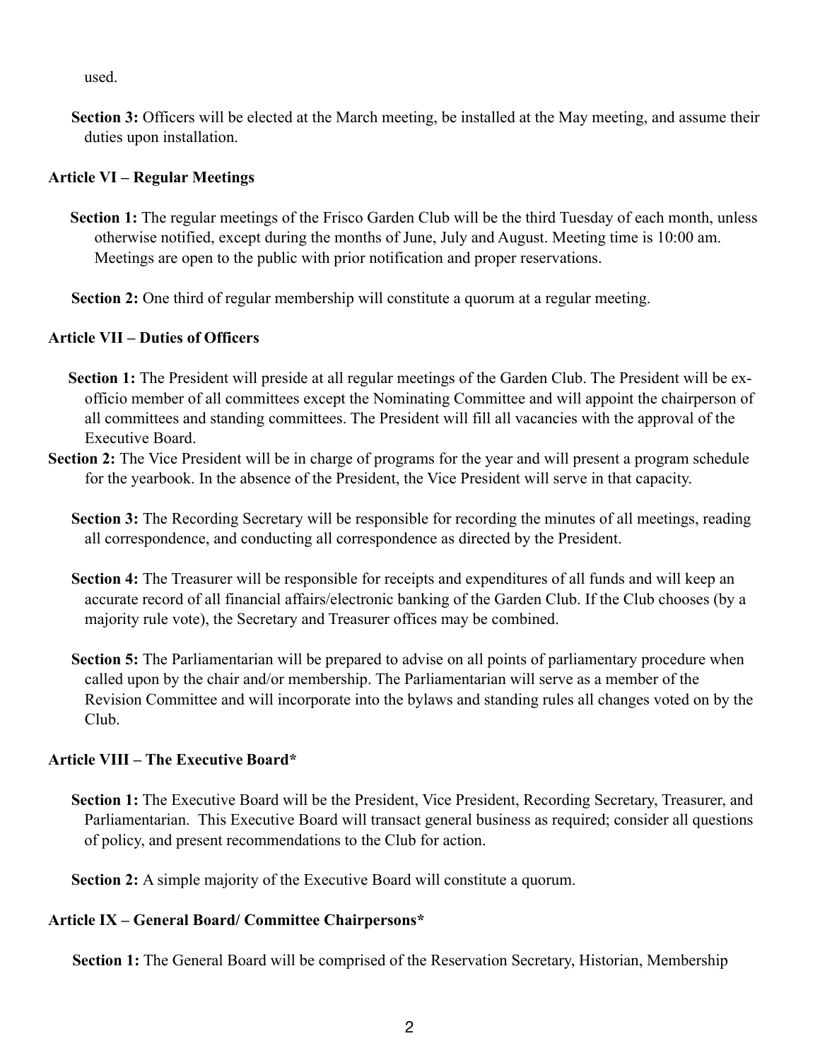used.

**Section 3:** Officers will be elected at the March meeting, be installed at the May meeting, and assume their duties upon installation.

### Article VI – Regular Meetings

**Section 1:** The regular meetings of the Frisco Garden Club will be the third Tuesday of each month, unless otherwise notified, except during the months of June, July and August. Meeting time is 10:00 am. Meetings are open to the public with prior notification and proper reservations.

**Section 2:** One third of regular membership will constitute a quorum at a regular meeting.

### Article VII – Duties of Officers

**Section 1:** The President will preside at all regular meetings of the Garden Club. The President will be ex-officio member of all committees except the Nominating Committee and will appoint the chairperson of all committees and standing committees. The President will fill all vacancies with the approval of the Executive Board.

**Section 2:** The Vice President will be in charge of programs for the year and will present a program schedule for the yearbook. In the absence of the President, the Vice President will serve in that capacity.

**Section 3:** The Recording Secretary will be responsible for recording the minutes of all meetings, reading all correspondence, and conducting all correspondence as directed by the President.

**Section 4:** The Treasurer will be responsible for receipts and expenditures of all funds and will keep an accurate record of all financial affairs/electronic banking of the Garden Club. If the Club chooses (by a majority rule vote), the Secretary and Treasurer offices may be combined.

**Section 5:** The Parliamentarian will be prepared to advise on all points of parliamentary procedure when called upon by the chair and/or membership. The Parliamentarian will serve as a member of the Revision Committee and will incorporate into the bylaws and standing rules all changes voted on by the Club.

### Article VIII – The Executive Board*

**Section 1:** The Executive Board will be the President, Vice President, Recording Secretary, Treasurer, and Parliamentarian. This Executive Board will transact general business as required; consider all questions of policy, and present recommendations to the Club for action.

**Section 2:** A simple majority of the Executive Board will constitute a quorum.

### Article IX – General Board/ Committee Chairpersons*

**Section 1:** The General Board will be comprised of the Reservation Secretary, Historian, Membership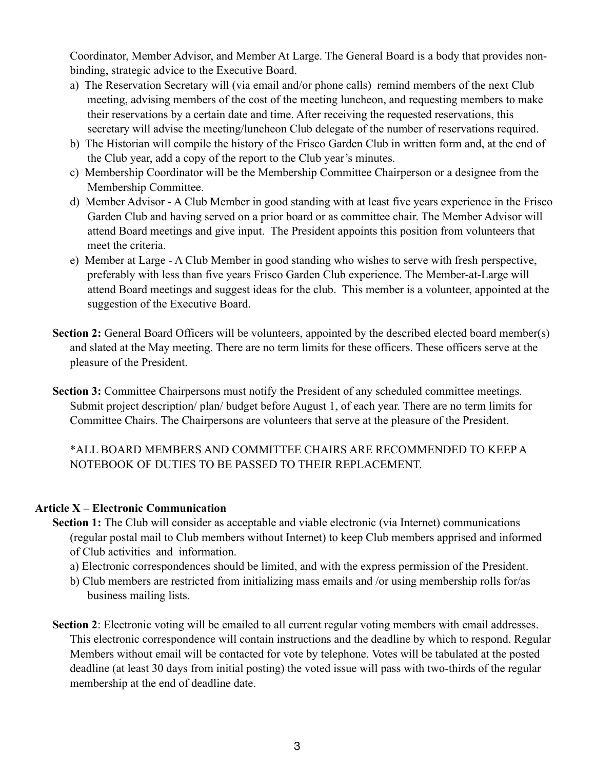Coordinator, Member Advisor, and Member At Large. The General Board is a body that provides non-binding, strategic advice to the Executive Board.

a) The Reservation Secretary will (via email and/or phone calls) remind members of the next Club meeting, advising members of the cost of the meeting luncheon, and requesting members to make their reservations by a certain date and time. After receiving the requested reservations, this secretary will advise the meeting/luncheon Club delegate of the number of reservations required.

b) The Historian will compile the history of the Frisco Garden Club in written form and, at the end of the Club year, add a copy of the report to the Club year's minutes.

c) Membership Coordinator will be the Membership Committee Chairperson or a designee from the Membership Committee.

d) Member Advisor - A Club Member in good standing with at least five years experience in the Frisco Garden Club and having served on a prior board or as committee chair. The Member Advisor will attend Board meetings and give input. The President appoints this position from volunteers that meet the criteria.

e) Member at Large - A Club Member in good standing who wishes to serve with fresh perspective, preferably with less than five years Frisco Garden Club experience. The Member-at-Large will attend Board meetings and suggest ideas for the club. This member is a volunteer, appointed at the suggestion of the Executive Board.

**Section 2:** General Board Officers will be volunteers, appointed by the described elected board member(s) and slated at the May meeting. There are no term limits for these officers. These officers serve at the pleasure of the President.

**Section 3:** Committee Chairpersons must notify the President of any scheduled committee meetings. Submit project description/ plan/ budget before August 1, of each year. There are no term limits for Committee Chairs. The Chairpersons are volunteers that serve at the pleasure of the President.

*ALL BOARD MEMBERS AND COMMITTEE CHAIRS ARE RECOMMENDED TO KEEP A NOTEBOOK OF DUTIES TO BE PASSED TO THEIR REPLACEMENT.

## Article X – Electronic Communication

**Section 1:** The Club will consider as acceptable and viable electronic (via Internet) communications (regular postal mail to Club members without Internet) to keep Club members apprised and informed of Club activities and information.

a) Electronic correspondences should be limited, and with the express permission of the President.

b) Club members are restricted from initializing mass emails and /or using membership rolls for/as business mailing lists.

**Section 2**: Electronic voting will be emailed to all current regular voting members with email addresses. This electronic correspondence will contain instructions and the deadline by which to respond. Regular Members without email will be contacted for vote by telephone. Votes will be tabulated at the posted deadline (at least 30 days from initial posting) the voted issue will pass with two-thirds of the regular membership at the end of deadline date.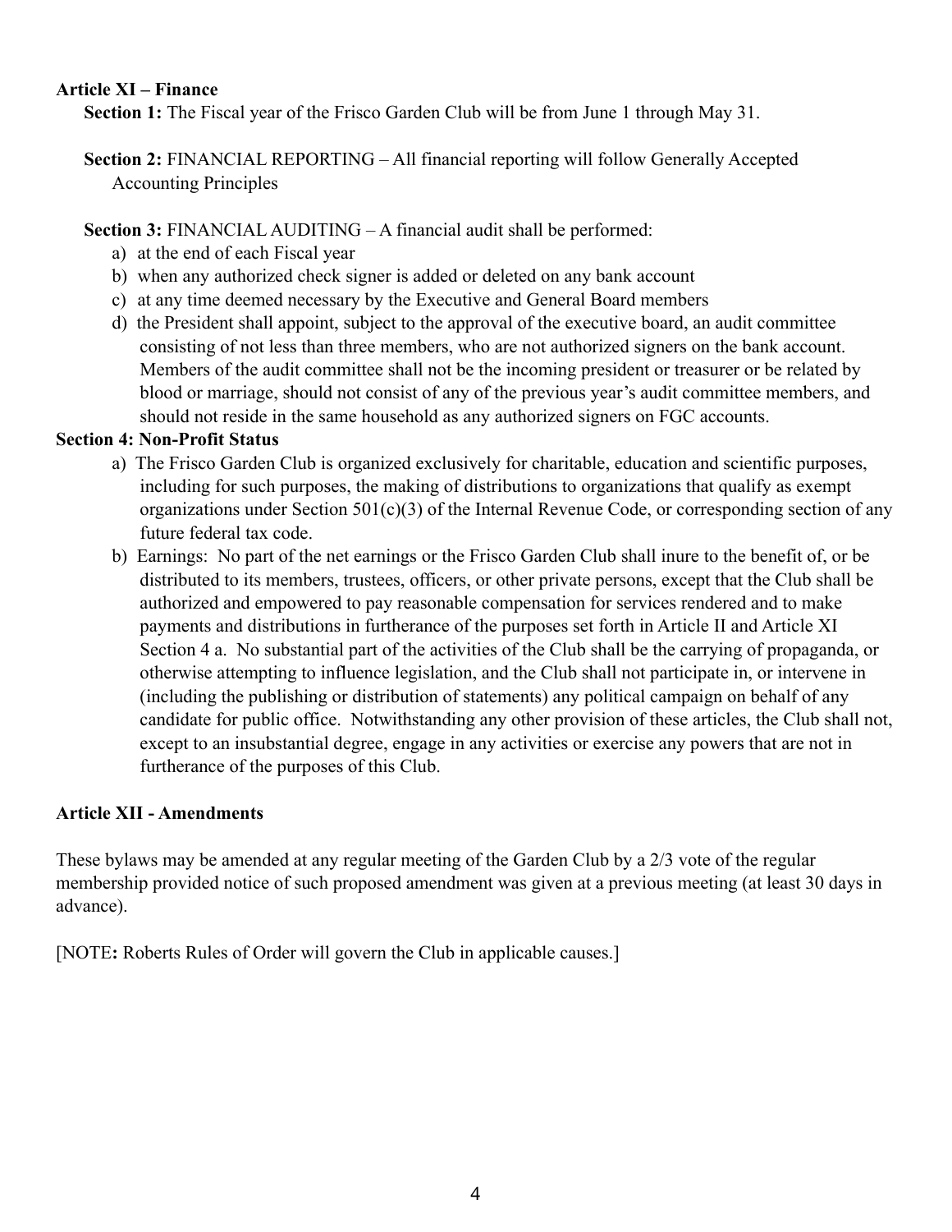**Article XI – Finance**

**Section 1:** The Fiscal year of the Frisco Garden Club will be from June 1 through May 31.

**Section 2:** FINANCIAL REPORTING – All financial reporting will follow Generally Accepted Accounting Principles

**Section 3:** FINANCIAL AUDITING – A financial audit shall be performed:

a) at the end of each Fiscal year
b) when any authorized check signer is added or deleted on any bank account
c) at any time deemed necessary by the Executive and General Board members
d) the President shall appoint, subject to the approval of the executive board, an audit committee consisting of not less than three members, who are not authorized signers on the bank account. Members of the audit committee shall not be the incoming president or treasurer or be related by blood or marriage, should not consist of any of the previous year's audit committee members, and should not reside in the same household as any authorized signers on FGC accounts.

**Section 4: Non-Profit Status**

a) The Frisco Garden Club is organized exclusively for charitable, education and scientific purposes, including for such purposes, the making of distributions to organizations that qualify as exempt organizations under Section 501(c)(3) of the Internal Revenue Code, or corresponding section of any future federal tax code.
b) Earnings: No part of the net earnings or the Frisco Garden Club shall inure to the benefit of, or be distributed to its members, trustees, officers, or other private persons, except that the Club shall be authorized and empowered to pay reasonable compensation for services rendered and to make payments and distributions in furtherance of the purposes set forth in Article II and Article XI Section 4 a. No substantial part of the activities of the Club shall be the carrying of propaganda, or otherwise attempting to influence legislation, and the Club shall not participate in, or intervene in (including the publishing or distribution of statements) any political campaign on behalf of any candidate for public office. Notwithstanding any other provision of these articles, the Club shall not, except to an insubstantial degree, engage in any activities or exercise any powers that are not in furtherance of the purposes of this Club.

**Article XII - Amendments**

These bylaws may be amended at any regular meeting of the Garden Club by a 2/3 vote of the regular membership provided notice of such proposed amendment was given at a previous meeting (at least 30 days in advance).

[NOTE**:** Roberts Rules of Order will govern the Club in applicable causes.]